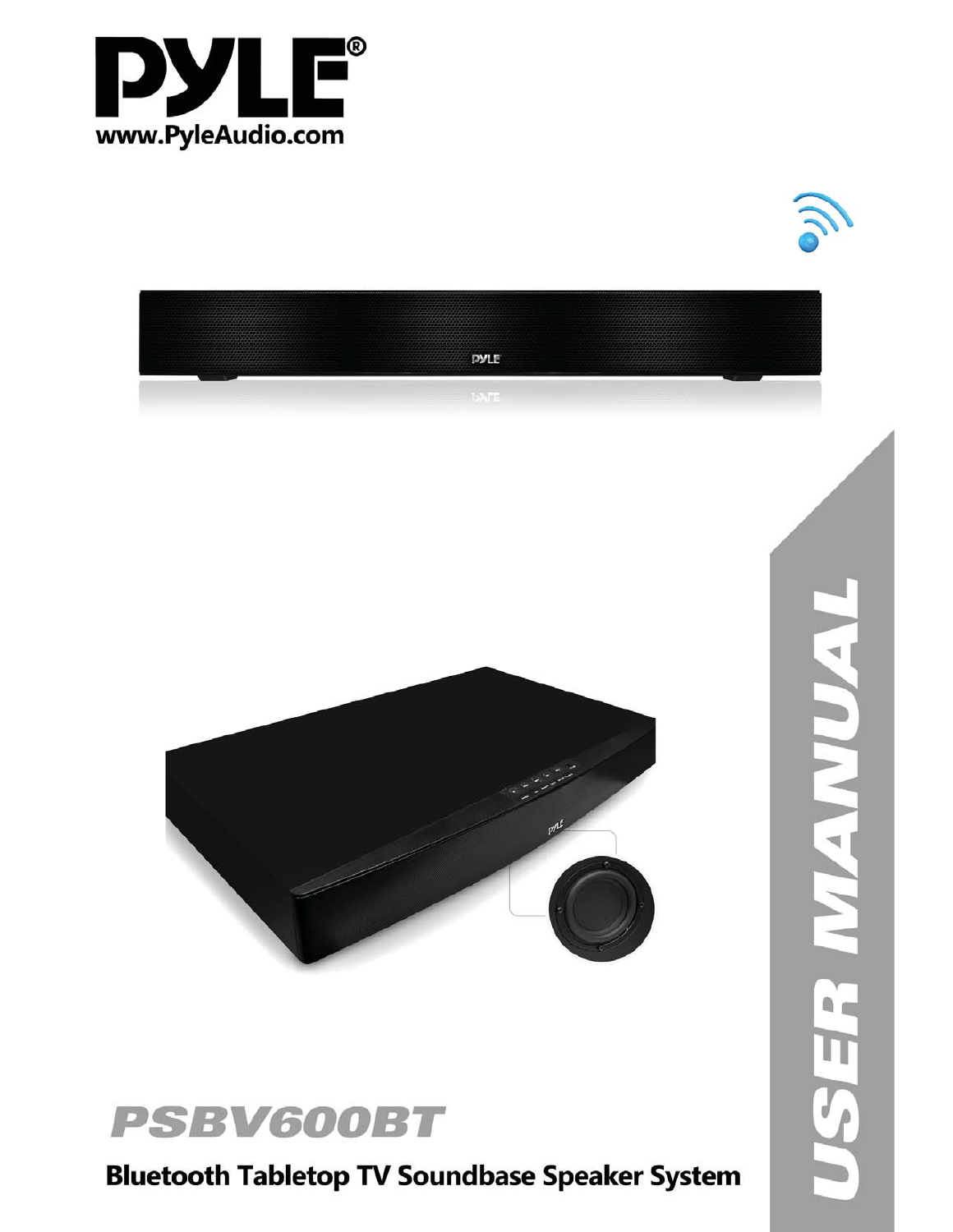# PYLE®

www.PyleAudio.com

# PSBV600BT

**Bluetooth Tabletop TV Soundbase Speaker System**

USER MANUAL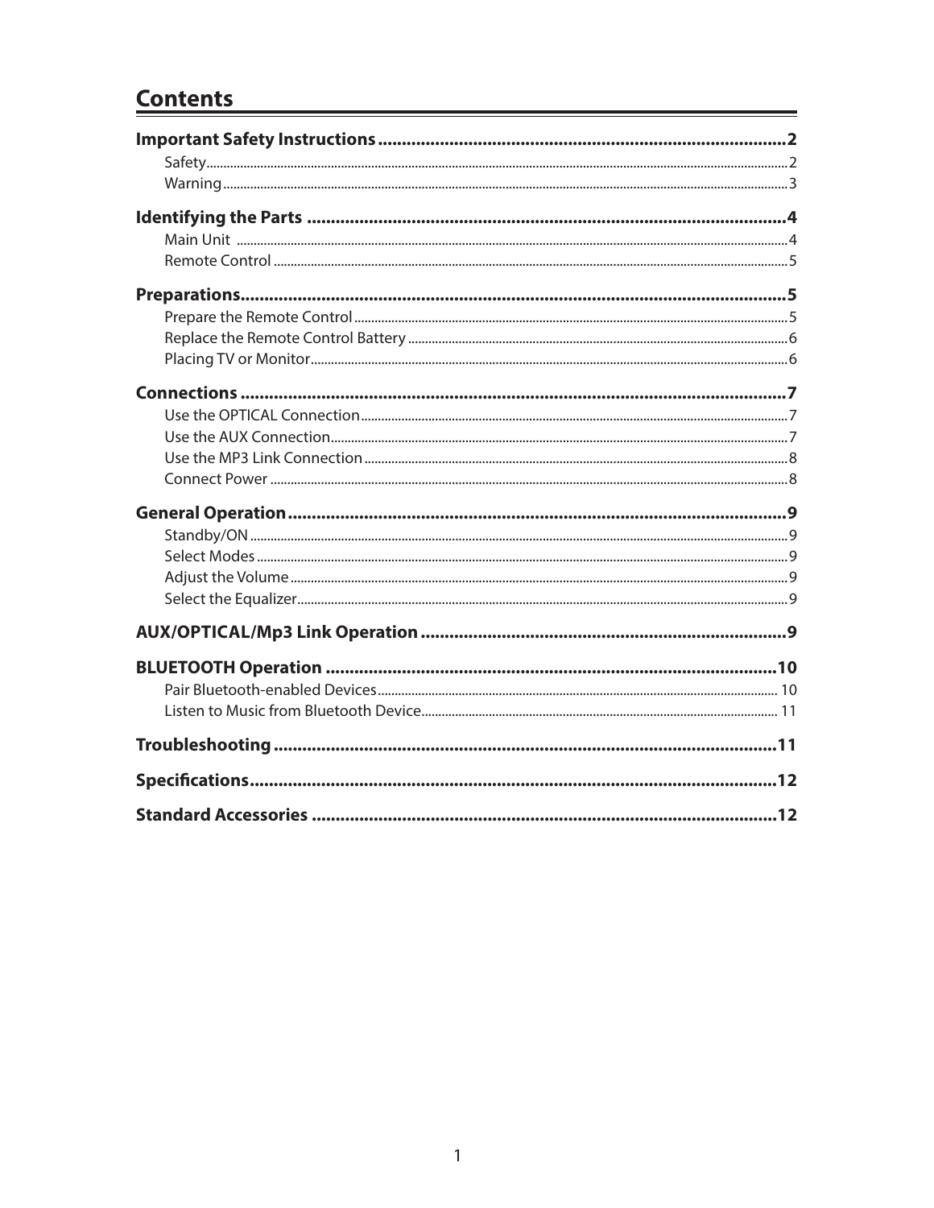# Contents

**Important Safety Instructions .......... 2**

- Safety .......... 2
- Warning .......... 3

**Identifying the Parts .......... 4**

- Main Unit .......... 4
- Remote Control .......... 5

**Preparations .......... 5**

- Prepare the Remote Control .......... 5
- Replace the Remote Control Battery .......... 6
- Placing TV or Monitor .......... 6

**Connections .......... 7**

- Use the OPTICAL Connection .......... 7
- Use the AUX Connection .......... 7
- Use the MP3 Link Connection .......... 8
- Connect Power .......... 8

**General Operation .......... 9**

- Standby/ON .......... 9
- Select Modes .......... 9
- Adjust the Volume .......... 9
- Select the Equalizer .......... 9

**AUX/OPTICAL/Mp3 Link Operation .......... 9**

**BLUETOOTH Operation .......... 10**

- Pair Bluetooth-enabled Devices .......... 10
- Listen to Music from Bluetooth Device .......... 11

**Troubleshooting .......... 11**

**Specifications .......... 12**

**Standard Accessories .......... 12**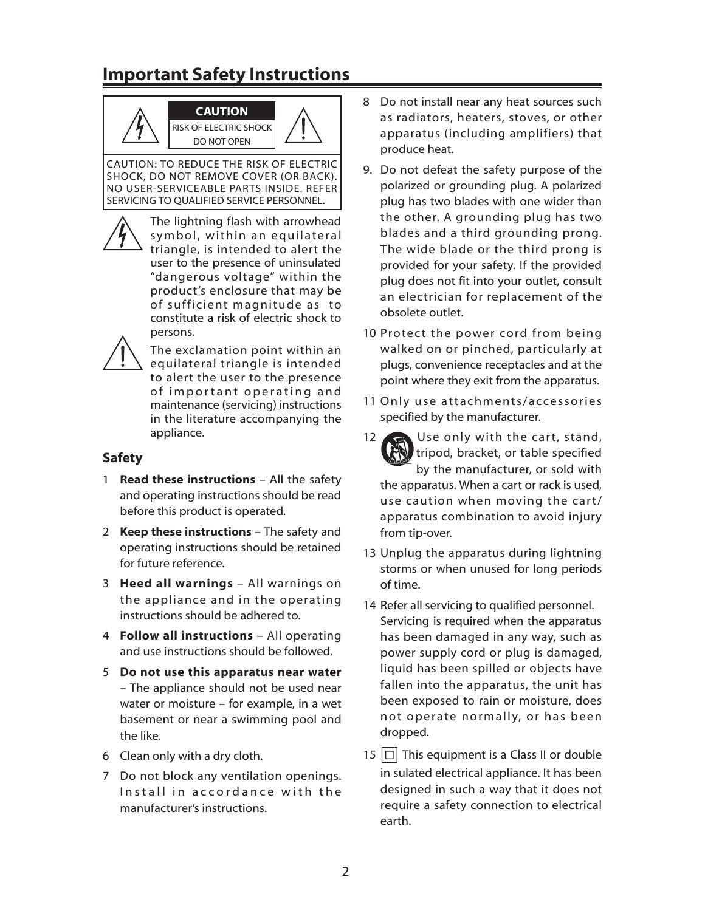# Important Safety Instructions

**CAUTION**

RISK OF ELECTRIC SHOCK
DO NOT OPEN

CAUTION: TO REDUCE THE RISK OF ELECTRIC SHOCK, DO NOT REMOVE COVER (OR BACK). NO USER-SERVICEABLE PARTS INSIDE. REFER SERVICING TO QUALIFIED SERVICE PERSONNEL.

The lightning flash with arrowhead symbol, within an equilateral triangle, is intended to alert the user to the presence of uninsulated "dangerous voltage" within the product's enclosure that may be of sufficient magnitude as to constitute a risk of electric shock to persons.

The exclamation point within an equilateral triangle is intended to alert the user to the presence of important operating and maintenance (servicing) instructions in the literature accompanying the appliance.

### Safety

1 **Read these instructions** – All the safety and operating instructions should be read before this product is operated.

2 **Keep these instructions** – The safety and operating instructions should be retained for future reference.

3 **Heed all warnings** – All warnings on the appliance and in the operating instructions should be adhered to.

4 **Follow all instructions** – All operating and use instructions should be followed.

5 **Do not use this apparatus near water** – The appliance should not be used near water or moisture – for example, in a wet basement or near a swimming pool and the like.

6 Clean only with a dry cloth.

7 Do not block any ventilation openings. Install in accordance with the manufacturer's instructions.

8 Do not install near any heat sources such as radiators, heaters, stoves, or other apparatus (including amplifiers) that produce heat.

9. Do not defeat the safety purpose of the polarized or grounding plug. A polarized plug has two blades with one wider than the other. A grounding plug has two blades and a third grounding prong. The wide blade or the third prong is provided for your safety. If the provided plug does not fit into your outlet, consult an electrician for replacement of the obsolete outlet.

10 Protect the power cord from being walked on or pinched, particularly at plugs, convenience receptacles and at the point where they exit from the apparatus.

11 Only use attachments/accessories specified by the manufacturer.

12 Use only with the cart, stand, tripod, bracket, or table specified by the manufacturer, or sold with the apparatus. When a cart or rack is used, use caution when moving the cart/apparatus combination to avoid injury from tip-over.

13 Unplug the apparatus during lightning storms or when unused for long periods of time.

14 Refer all servicing to qualified personnel. Servicing is required when the apparatus has been damaged in any way, such as power supply cord or plug is damaged, liquid has been spilled or objects have fallen into the apparatus, the unit has been exposed to rain or moisture, does not operate normally, or has been dropped.

15 ☐ This equipment is a Class II or double in sulated electrical appliance. It has been designed in such a way that it does not require a safety connection to electrical earth.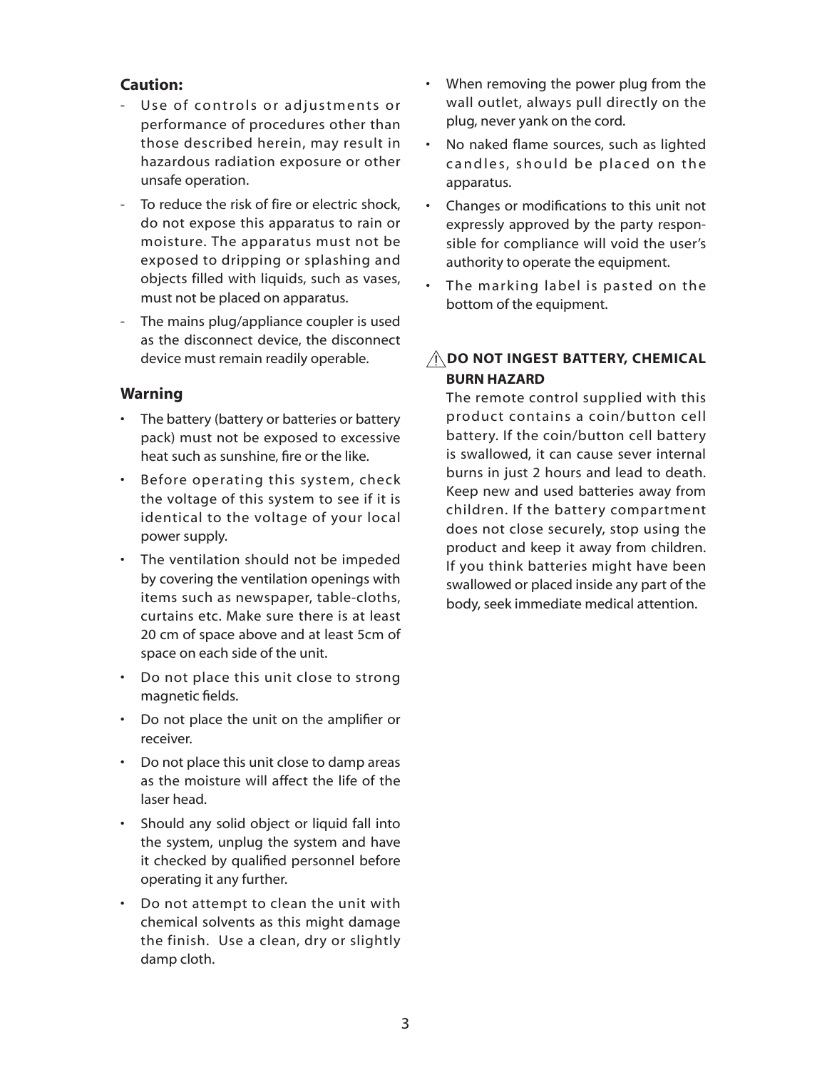### Caution:

- Use of controls or adjustments or performance of procedures other than those described herein, may result in hazardous radiation exposure or other unsafe operation.
- To reduce the risk of fire or electric shock, do not expose this apparatus to rain or moisture. The apparatus must not be exposed to dripping or splashing and objects filled with liquids, such as vases, must not be placed on apparatus.
- The mains plug/appliance coupler is used as the disconnect device, the disconnect device must remain readily operable.

### Warning

- The battery (battery or batteries or battery pack) must not be exposed to excessive heat such as sunshine, fire or the like.
- Before operating this system, check the voltage of this system to see if it is identical to the voltage of your local power supply.
- The ventilation should not be impeded by covering the ventilation openings with items such as newspaper, table-cloths, curtains etc. Make sure there is at least 20 cm of space above and at least 5cm of space on each side of the unit.
- Do not place this unit close to strong magnetic fields.
- Do not place the unit on the amplifier or receiver.
- Do not place this unit close to damp areas as the moisture will affect the life of the laser head.
- Should any solid object or liquid fall into the system, unplug the system and have it checked by qualified personnel before operating it any further.
- Do not attempt to clean the unit with chemical solvents as this might damage the finish. Use a clean, dry or slightly damp cloth.
- When removing the power plug from the wall outlet, always pull directly on the plug, never yank on the cord.
- No naked flame sources, such as lighted candles, should be placed on the apparatus.
- Changes or modifications to this unit not expressly approved by the party responsible for compliance will void the user's authority to operate the equipment.
- The marking label is pasted on the bottom of the equipment.

### ⚠ DO NOT INGEST BATTERY, CHEMICAL BURN HAZARD

The remote control supplied with this product contains a coin/button cell battery. If the coin/button cell battery is swallowed, it can cause sever internal burns in just 2 hours and lead to death. Keep new and used batteries away from children. If the battery compartment does not close securely, stop using the product and keep it away from children. If you think batteries might have been swallowed or placed inside any part of the body, seek immediate medical attention.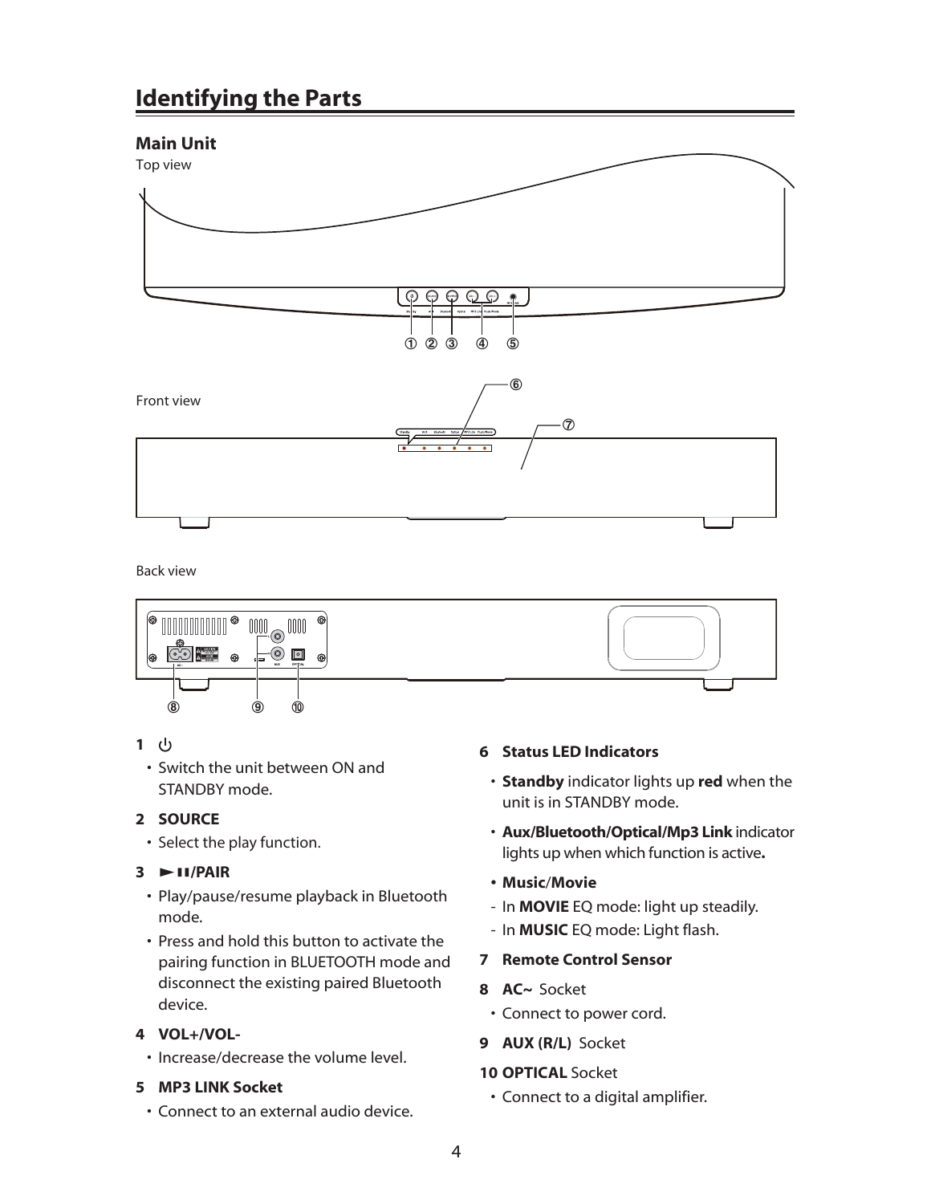# Identifying the Parts

## Main Unit

Top view

Front view

Back view

**1** ⏻

- Switch the unit between ON and STANDBY mode.

**2 SOURCE**

- Select the play function.

**3 ►❚❚/PAIR**

- Play/pause/resume playback in Bluetooth mode.
- Press and hold this button to activate the pairing function in BLUETOOTH mode and disconnect the existing paired Bluetooth device.

**4 VOL+/VOL-**

- Increase/decrease the volume level.

**5 MP3 LINK Socket**

- Connect to an external audio device.

**6 Status LED Indicators**

- **Standby** indicator lights up **red** when the unit is in STANDBY mode.
- **Aux/Bluetooth/Optical/Mp3 Link** indicator lights up when which function is active**.**
- **Music**/**Movie**
  - In **MOVIE** EQ mode: light up steadily.
  - In **MUSIC** EQ mode: Light flash.

**7 Remote Control Sensor**

**8 AC~** Socket

- Connect to power cord.

**9 AUX (R/L)** Socket

**10 OPTICAL** Socket

- Connect to a digital amplifier.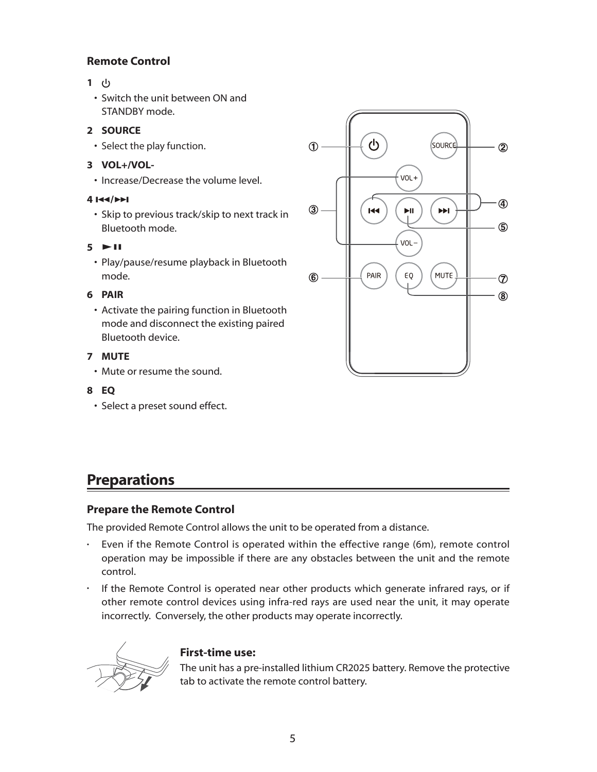### Remote Control

**1** ⏻

- Switch the unit between ON and STANDBY mode.

**2 SOURCE**

- Select the play function.

**3 VOL+/VOL-**

- Increase/Decrease the volume level.

**4 ⏮/⏭**

- Skip to previous track/skip to next track in Bluetooth mode.

**5 ►❚❚**

- Play/pause/resume playback in Bluetooth mode.

**6 PAIR**

- Activate the pairing function in Bluetooth mode and disconnect the existing paired Bluetooth device.

**7 MUTE**

- Mute or resume the sound.

**8 EQ**

- Select a preset sound effect.

## Preparations

### Prepare the Remote Control

The provided Remote Control allows the unit to be operated from a distance.

- Even if the Remote Control is operated within the effective range (6m), remote control operation may be impossible if there are any obstacles between the unit and the remote control.
- If the Remote Control is operated near other products which generate infrared rays, or if other remote control devices using infra-red rays are used near the unit, it may operate incorrectly. Conversely, the other products may operate incorrectly.

**First-time use:**

The unit has a pre-installed lithium CR2025 battery. Remove the protective tab to activate the remote control battery.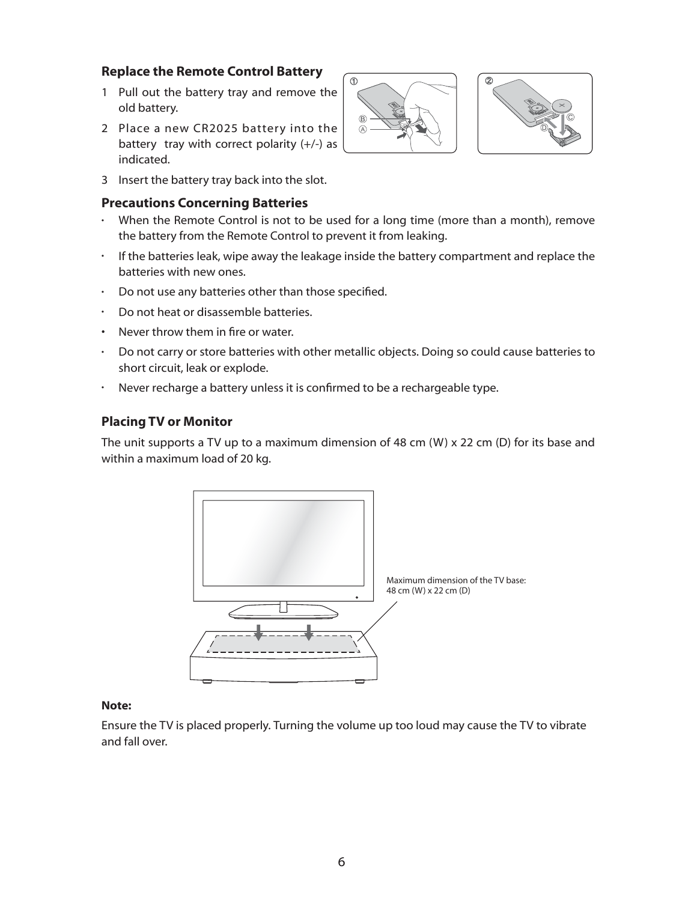### Replace the Remote Control Battery

1. Pull out the battery tray and remove the old battery.
2. Place a new CR2025 battery into the battery tray with correct polarity (+/-) as indicated.
3. Insert the battery tray back into the slot.

### Precautions Concerning Batteries

- When the Remote Control is not to be used for a long time (more than a month), remove the battery from the Remote Control to prevent it from leaking.
- If the batteries leak, wipe away the leakage inside the battery compartment and replace the batteries with new ones.
- Do not use any batteries other than those specified.
- Do not heat or disassemble batteries.
- Never throw them in fire or water.
- Do not carry or store batteries with other metallic objects. Doing so could cause batteries to short circuit, leak or explode.
- Never recharge a battery unless it is confirmed to be a rechargeable type.

### Placing TV or Monitor

The unit supports a TV up to a maximum dimension of 48 cm (W) x 22 cm (D) for its base and within a maximum load of 20 kg.

Maximum dimension of the TV base: 48 cm (W) x 22 cm (D)

**Note:**

Ensure the TV is placed properly. Turning the volume up too loud may cause the TV to vibrate and fall over.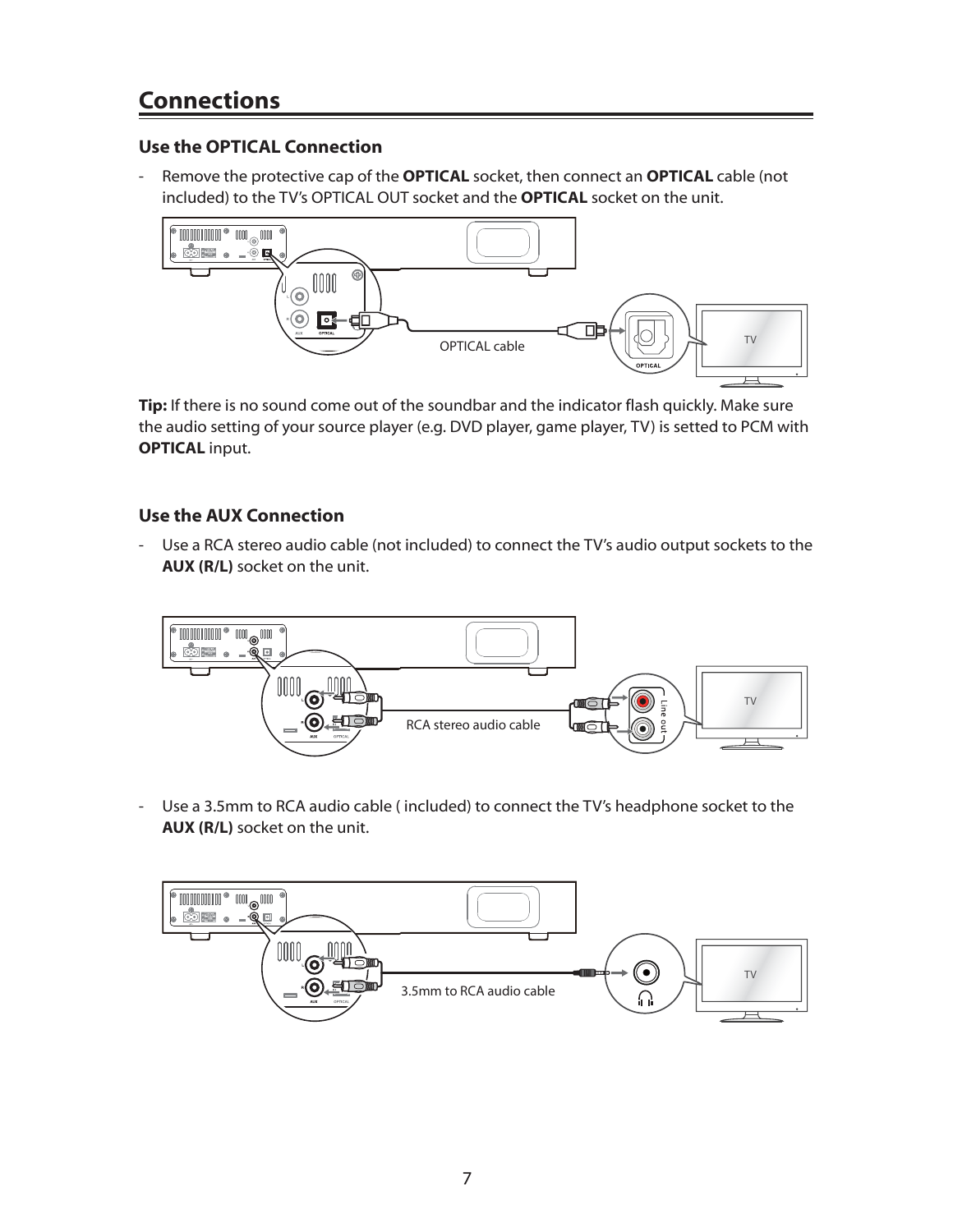# Connections

## Use the OPTICAL Connection

- Remove the protective cap of the **OPTICAL** socket, then connect an **OPTICAL** cable (not included) to the TV's OPTICAL OUT socket and the **OPTICAL** socket on the unit.

OPTICAL cable

**Tip:** If there is no sound come out of the soundbar and the indicator flash quickly. Make sure the audio setting of your source player (e.g. DVD player, game player, TV) is setted to PCM with **OPTICAL** input.

## Use the AUX Connection

- Use a RCA stereo audio cable (not included) to connect the TV's audio output sockets to the **AUX (R/L)** socket on the unit.

RCA stereo audio cable

- Use a 3.5mm to RCA audio cable ( included) to connect the TV's headphone socket to the **AUX (R/L)** socket on the unit.

3.5mm to RCA audio cable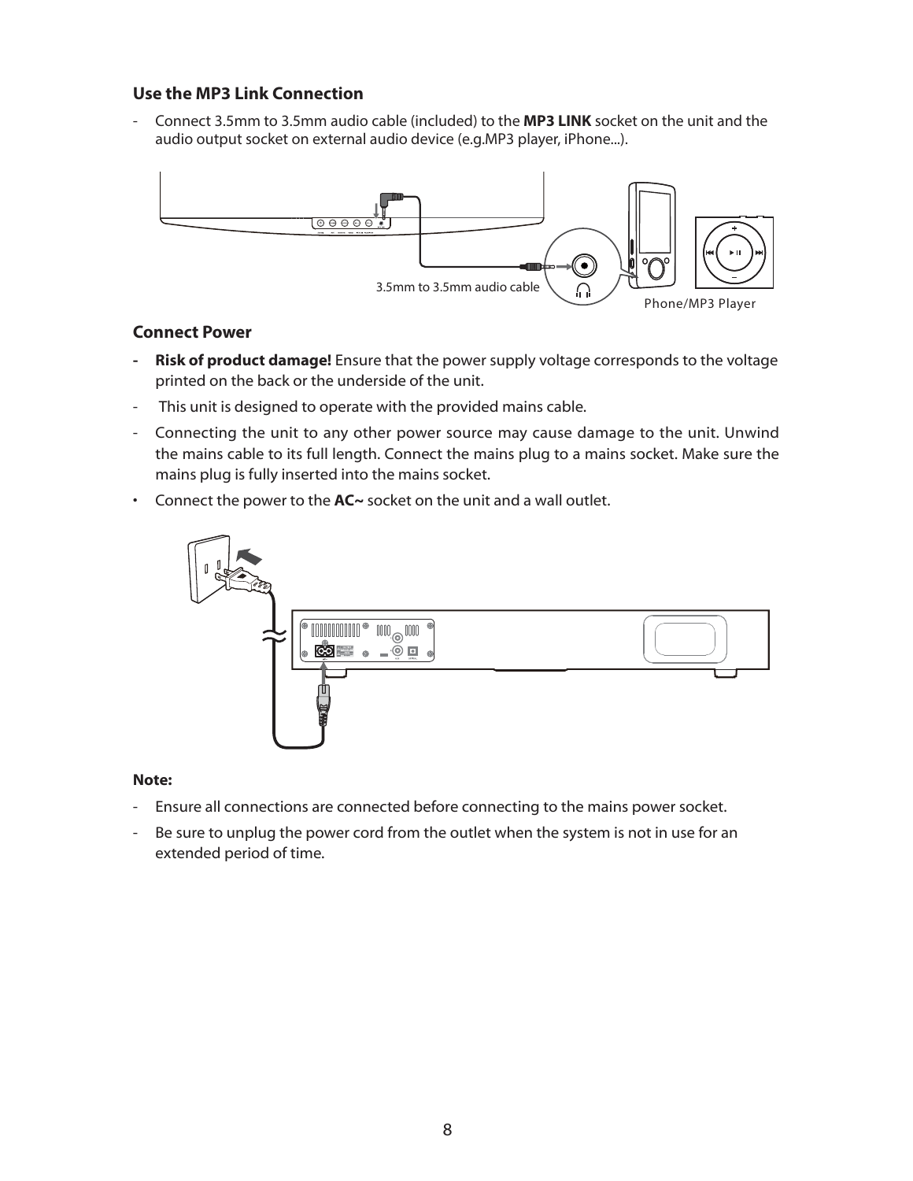### Use the MP3 Link Connection

- Connect 3.5mm to 3.5mm audio cable (included) to the **MP3 LINK** socket on the unit and the audio output socket on external audio device (e.g.MP3 player, iPhone...).

3.5mm to 3.5mm audio cable

Phone/MP3 Player

### Connect Power

- **Risk of product damage!** Ensure that the power supply voltage corresponds to the voltage printed on the back or the underside of the unit.
- This unit is designed to operate with the provided mains cable.
- Connecting the unit to any other power source may cause damage to the unit. Unwind the mains cable to its full length. Connect the mains plug to a mains socket. Make sure the mains plug is fully inserted into the mains socket.

• Connect the power to the **AC~** socket on the unit and a wall outlet.

**Note:**

- Ensure all connections are connected before connecting to the mains power socket.
- Be sure to unplug the power cord from the outlet when the system is not in use for an extended period of time.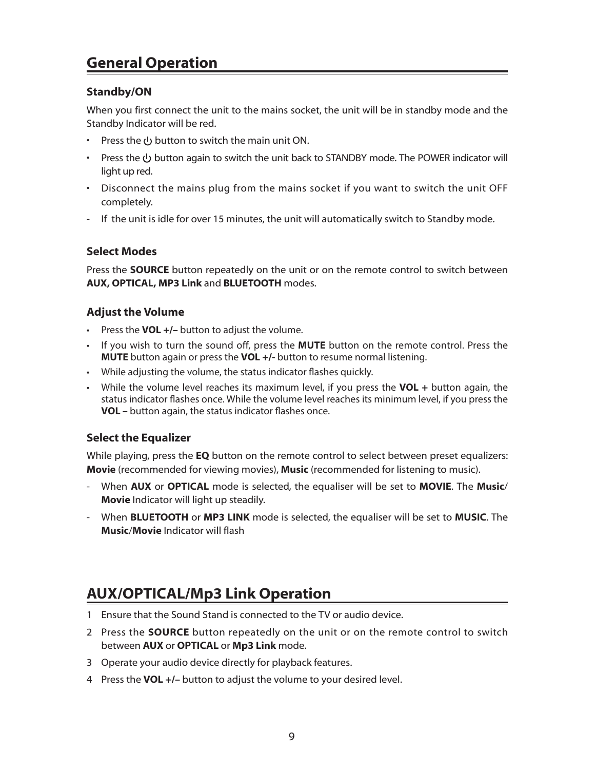## General Operation

### Standby/ON

When you first connect the unit to the mains socket, the unit will be in standby mode and the Standby Indicator will be red.

- Press the ⏻ button to switch the main unit ON.
- Press the ⏻ button again to switch the unit back to STANDBY mode. The POWER indicator will light up red.
- Disconnect the mains plug from the mains socket if you want to switch the unit OFF completely.

- If the unit is idle for over 15 minutes, the unit will automatically switch to Standby mode.

### Select Modes

Press the **SOURCE** button repeatedly on the unit or on the remote control to switch between **AUX, OPTICAL, MP3 Link** and **BLUETOOTH** modes.

### Adjust the Volume

- Press the **VOL +/–** button to adjust the volume.
- If you wish to turn the sound off, press the **MUTE** button on the remote control. Press the **MUTE** button again or press the **VOL +/-** button to resume normal listening.
- While adjusting the volume, the status indicator flashes quickly.
- While the volume level reaches its maximum level, if you press the **VOL +** button again, the status indicator flashes once. While the volume level reaches its minimum level, if you press the **VOL –** button again, the status indicator flashes once.

### Select the Equalizer

While playing, press the **EQ** button on the remote control to select between preset equalizers: **Movie** (recommended for viewing movies), **Music** (recommended for listening to music).

- When **AUX** or **OPTICAL** mode is selected, the equaliser will be set to **MOVIE**. The **Music**/**Movie** Indicator will light up steadily.
- When **BLUETOOTH** or **MP3 LINK** mode is selected, the equaliser will be set to **MUSIC**. The **Music**/**Movie** Indicator will flash

## AUX/OPTICAL/Mp3 Link Operation

1. Ensure that the Sound Stand is connected to the TV or audio device.
2. Press the **SOURCE** button repeatedly on the unit or on the remote control to switch between **AUX** or **OPTICAL** or **Mp3 Link** mode.
3. Operate your audio device directly for playback features.
4. Press the **VOL +/–** button to adjust the volume to your desired level.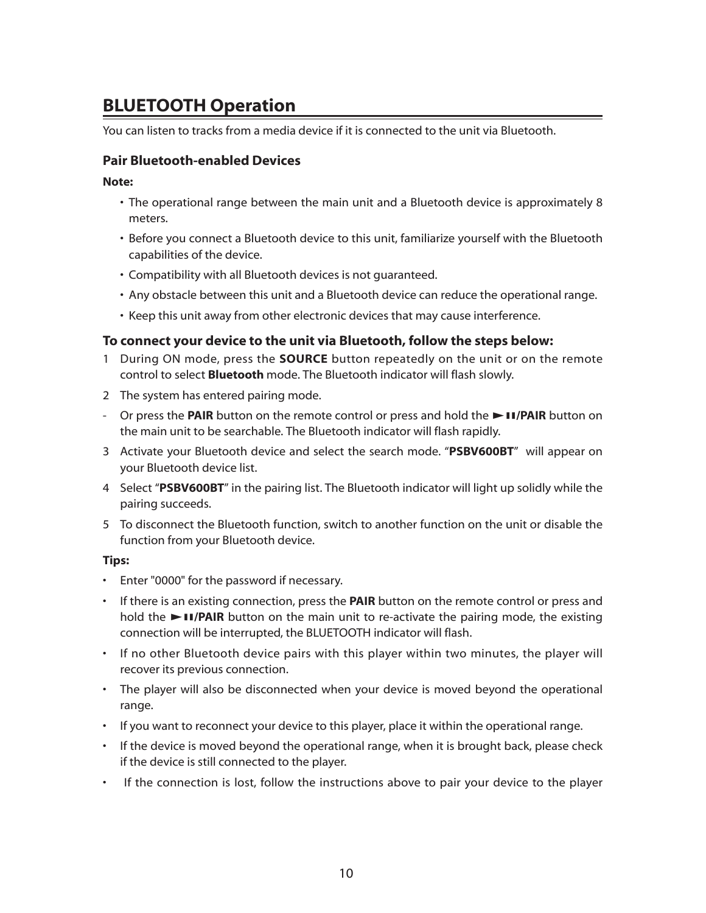## BLUETOOTH Operation

You can listen to tracks from a media device if it is connected to the unit via Bluetooth.

### Pair Bluetooth-enabled Devices

**Note:**

- The operational range between the main unit and a Bluetooth device is approximately 8 meters.
- Before you connect a Bluetooth device to this unit, familiarize yourself with the Bluetooth capabilities of the device.
- Compatibility with all Bluetooth devices is not guaranteed.
- Any obstacle between this unit and a Bluetooth device can reduce the operational range.
- Keep this unit away from other electronic devices that may cause interference.

### To connect your device to the unit via Bluetooth, follow the steps below:

1 During ON mode, press the **SOURCE** button repeatedly on the unit or on the remote control to select **Bluetooth** mode. The Bluetooth indicator will flash slowly.

2 The system has entered pairing mode.

- Or press the **PAIR** button on the remote control or press and hold the **►II/PAIR** button on the main unit to be searchable. The Bluetooth indicator will flash rapidly.

3 Activate your Bluetooth device and select the search mode. "**PSBV600BT**" will appear on your Bluetooth device list.

4 Select "**PSBV600BT**" in the pairing list. The Bluetooth indicator will light up solidly while the pairing succeeds.

5 To disconnect the Bluetooth function, switch to another function on the unit or disable the function from your Bluetooth device.

**Tips:**

- Enter "0000" for the password if necessary.
- If there is an existing connection, press the **PAIR** button on the remote control or press and hold the **►II/PAIR** button on the main unit to re-activate the pairing mode, the existing connection will be interrupted, the BLUETOOTH indicator will flash.
- If no other Bluetooth device pairs with this player within two minutes, the player will recover its previous connection.
- The player will also be disconnected when your device is moved beyond the operational range.
- If you want to reconnect your device to this player, place it within the operational range.
- If the device is moved beyond the operational range, when it is brought back, please check if the device is still connected to the player.
- If the connection is lost, follow the instructions above to pair your device to the player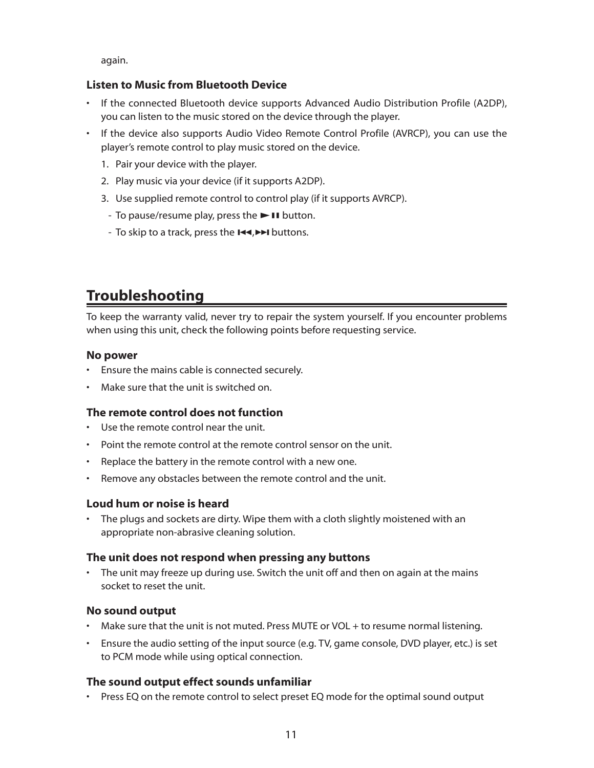again.

### Listen to Music from Bluetooth Device

- If the connected Bluetooth device supports Advanced Audio Distribution Profile (A2DP), you can listen to the music stored on the device through the player.
- If the device also supports Audio Video Remote Control Profile (AVRCP), you can use the player's remote control to play music stored on the device.
  1. Pair your device with the player.
  2. Play music via your device (if it supports A2DP).
  3. Use supplied remote control to control play (if it supports AVRCP).
     - To pause/resume play, press the ►❚❚ button.
     - To skip to a track, press the ❙◄◄,►►❙ buttons.

## Troubleshooting

To keep the warranty valid, never try to repair the system yourself. If you encounter problems when using this unit, check the following points before requesting service.

### No power

- Ensure the mains cable is connected securely.
- Make sure that the unit is switched on.

### The remote control does not function

- Use the remote control near the unit.
- Point the remote control at the remote control sensor on the unit.
- Replace the battery in the remote control with a new one.
- Remove any obstacles between the remote control and the unit.

### Loud hum or noise is heard

- The plugs and sockets are dirty. Wipe them with a cloth slightly moistened with an appropriate non-abrasive cleaning solution.

### The unit does not respond when pressing any buttons

- The unit may freeze up during use. Switch the unit off and then on again at the mains socket to reset the unit.

### No sound output

- Make sure that the unit is not muted. Press MUTE or VOL + to resume normal listening.
- Ensure the audio setting of the input source (e.g. TV, game console, DVD player, etc.) is set to PCM mode while using optical connection.

### The sound output effect sounds unfamiliar

- Press EQ on the remote control to select preset EQ mode for the optimal sound output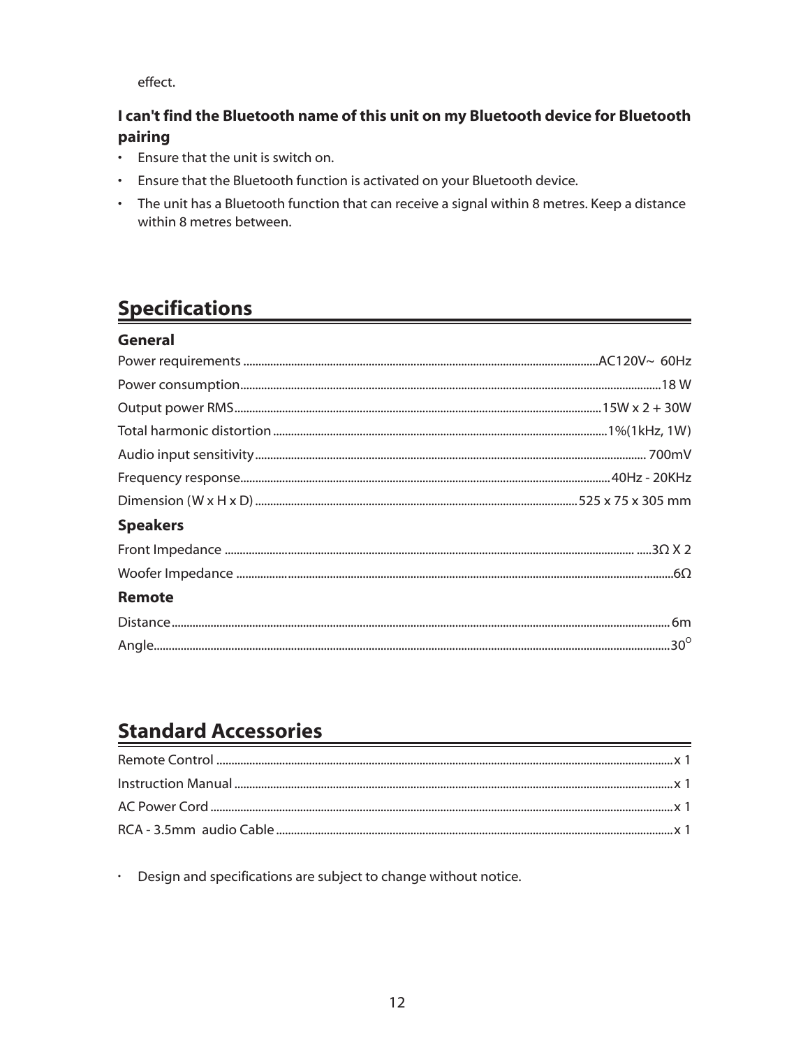effect.

### I can't find the Bluetooth name of this unit on my Bluetooth device for Bluetooth pairing

- Ensure that the unit is switch on.
- Ensure that the Bluetooth function is activated on your Bluetooth device.
- The unit has a Bluetooth function that can receive a signal within 8 metres. Keep a distance within 8 metres between.

## Specifications

### General

| | |
|---|---|
| Power requirements | AC120V~ 60Hz |
| Power consumption | 18 W |
| Output power RMS | 15W x 2 + 30W |
| Total harmonic distortion | 1%(1kHz, 1W) |
| Audio input sensitivity | 700mV |
| Frequency response | 40Hz - 20KHz |
| Dimension (W x H x D) | 525 x 75 x 305 mm |

### Speakers

| | |
|---|---|
| Front Impedance | 3Ω X 2 |
| Woofer Impedance | 6Ω |

### Remote

| | |
|---|---|
| Distance | 6m |
| Angle | 30° |

## Standard Accessories

| | |
|---|---|
| Remote Control | x 1 |
| Instruction Manual | x 1 |
| AC Power Cord | x 1 |
| RCA - 3.5mm audio Cable | x 1 |

- Design and specifications are subject to change without notice.